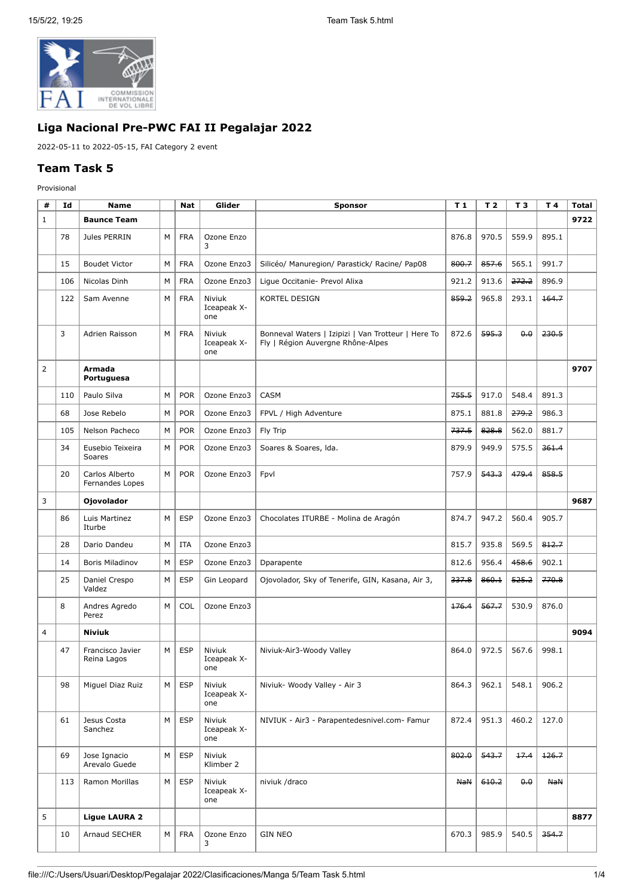## Liga Nacional Pre-PWC FAI II Pegalajar 2022

2022-05-11 to 2022-05-15, FAI Category 2 event

## Team Task 5

Provisional

| # | Id | Name | | Nat | Glider | Sponsor | T 1 | T 2 | T 3 | T 4 | Total |
|---|---|---|---|---|---|---|---|---|---|---|---|
| 1 | | **Baunce Team** | | | | | | | | | **9722** |
| | 78 | Jules PERRIN | M | FRA | Ozone Enzo 3 | | 876.8 | 970.5 | 559.9 | 895.1 | |
| | 15 | Boudet Victor | M | FRA | Ozone Enzo3 | Silicéo/ Manuregion/ Parastick/ Racine/ Pap08 | ~~800.7~~ | ~~857.6~~ | 565.1 | 991.7 | |
| | 106 | Nicolas Dinh | M | FRA | Ozone Enzo3 | Ligue Occitanie- Prevol Alixa | 921.2 | 913.6 | ~~272.2~~ | 896.9 | |
| | 122 | Sam Avenne | M | FRA | Niviuk Iceapeak X-one | KORTEL DESIGN | ~~859.2~~ | 965.8 | 293.1 | ~~164.7~~ | |
| | 3 | Adrien Raisson | M | FRA | Niviuk Iceapeak X-one | Bonneval Waters \| Izipizi \| Van Trotteur \| Here To Fly \| Région Auvergne Rhône-Alpes | 872.6 | ~~595.3~~ | ~~0.0~~ | ~~230.5~~ | |
| 2 | | **Armada Portuguesa** | | | | | | | | | **9707** |
| | 110 | Paulo Silva | M | POR | Ozone Enzo3 | CASM | ~~755.5~~ | 917.0 | 548.4 | 891.3 | |
| | 68 | Jose Rebelo | M | POR | Ozone Enzo3 | FPVL / High Adventure | 875.1 | 881.8 | ~~279.2~~ | 986.3 | |
| | 105 | Nelson Pacheco | M | POR | Ozone Enzo3 | Fly Trip | ~~737.5~~ | ~~828.8~~ | 562.0 | 881.7 | |
| | 34 | Eusebio Teixeira Soares | M | POR | Ozone Enzo3 | Soares & Soares, lda. | 879.9 | 949.9 | 575.5 | ~~361.4~~ | |
| | 20 | Carlos Alberto Fernandes Lopes | M | POR | Ozone Enzo3 | Fpvl | 757.9 | ~~543.3~~ | ~~479.4~~ | ~~858.5~~ | |
| 3 | | **Ojovolador** | | | | | | | | | **9687** |
| | 86 | Luis Martinez Iturbe | M | ESP | Ozone Enzo3 | Chocolates ITURBE - Molina de Aragón | 874.7 | 947.2 | 560.4 | 905.7 | |
| | 28 | Dario Dandeu | M | ITA | Ozone Enzo3 | | 815.7 | 935.8 | 569.5 | ~~812.7~~ | |
| | 14 | Boris Miladinov | M | ESP | Ozone Enzo3 | Dparapente | 812.6 | 956.4 | ~~458.6~~ | 902.1 | |
| | 25 | Daniel Crespo Valdez | M | ESP | Gin Leopard | Ojovolador, Sky of Tenerife, GIN, Kasana, Air 3, | ~~337.8~~ | ~~860.1~~ | ~~525.2~~ | ~~770.8~~ | |
| | 8 | Andres Agredo Perez | M | COL | Ozone Enzo3 | | ~~176.4~~ | ~~567.7~~ | 530.9 | 876.0 | |
| 4 | | **Niviuk** | | | | | | | | | **9094** |
| | 47 | Francisco Javier Reina Lagos | M | ESP | Niviuk Iceapeak X-one | Niviuk-Air3-Woody Valley | 864.0 | 972.5 | 567.6 | 998.1 | |
| | 98 | Miguel Diaz Ruiz | M | ESP | Niviuk Iceapeak X-one | Niviuk- Woody Valley - Air 3 | 864.3 | 962.1 | 548.1 | 906.2 | |
| | 61 | Jesus Costa Sanchez | M | ESP | Niviuk Iceapeak X-one | NIVIUK - Air3 - Parapentedesnivel.com- Famur | 872.4 | 951.3 | 460.2 | 127.0 | |
| | 69 | Jose Ignacio Arevalo Guede | M | ESP | Niviuk Klimber 2 | | ~~802.0~~ | ~~543.7~~ | ~~17.4~~ | ~~126.7~~ | |
| | 113 | Ramon Morillas | M | ESP | Niviuk Iceapeak X-one | niviuk /draco | ~~NaN~~ | ~~610.2~~ | ~~0.0~~ | ~~NaN~~ | |
| 5 | | **Ligue LAURA 2** | | | | | | | | | **8877** |
| | 10 | Arnaud SECHER | M | FRA | Ozone Enzo 3 | GIN NEO | 670.3 | 985.9 | 540.5 | ~~354.7~~ | |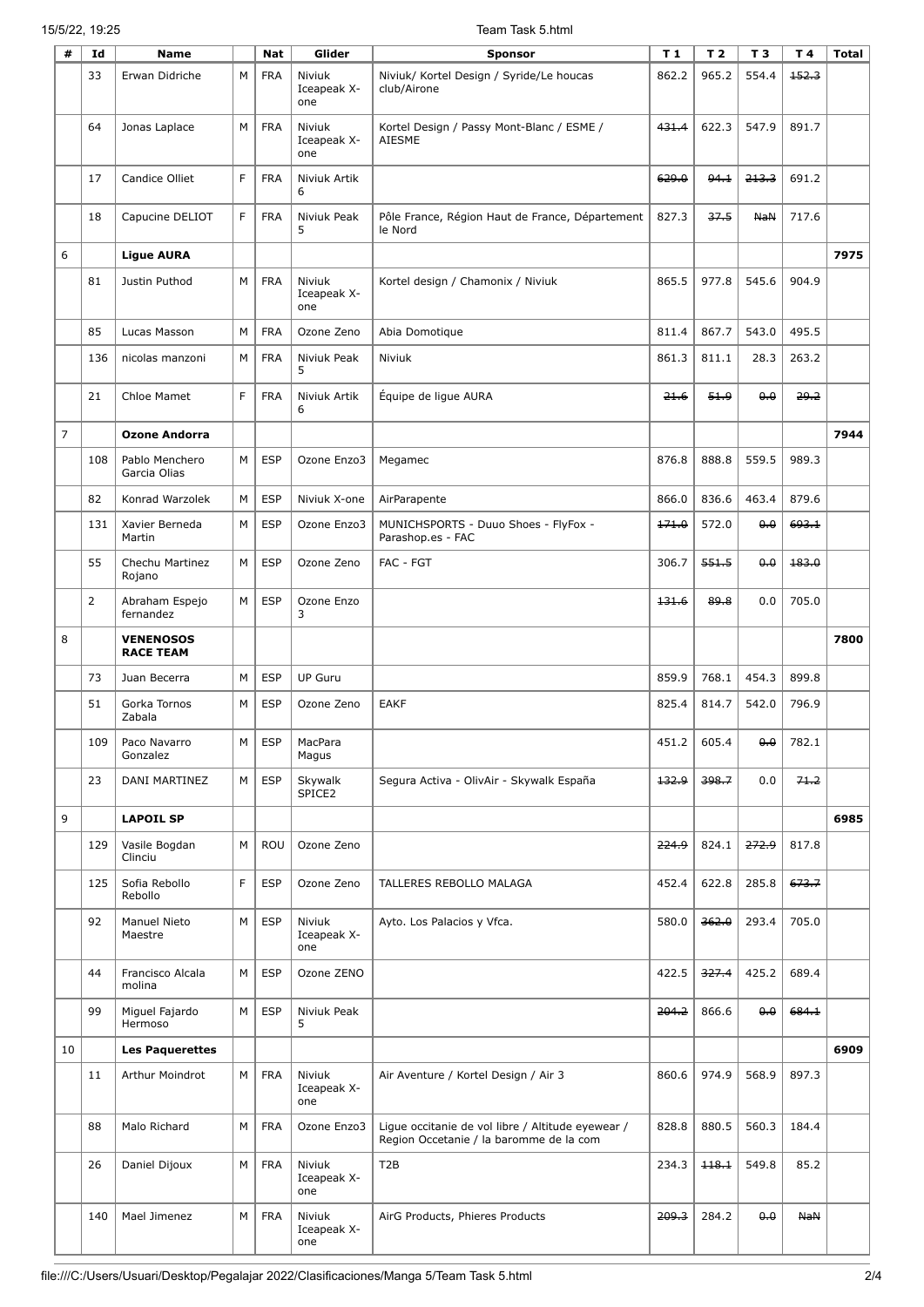| # | Id | Name | | Nat | Glider | Sponsor | T 1 | T 2 | T 3 | T 4 | Total |
|---|---|---|---|---|---|---|---|---|---|---|---|
| | 33 | Erwan Didriche | M | FRA | Niviuk Iceapeak X-one | Niviuk/ Kortel Design / Syride/Le houcas club/Airone | 862.2 | 965.2 | 554.4 | ~~152.3~~ | |
| | 64 | Jonas Laplace | M | FRA | Niviuk Iceapeak X-one | Kortel Design / Passy Mont-Blanc / ESME / AIESME | ~~431.4~~ | 622.3 | 547.9 | 891.7 | |
| | 17 | Candice Olliet | F | FRA | Niviuk Artik 6 | | ~~629.0~~ | ~~94.1~~ | ~~213.3~~ | 691.2 | |
| | 18 | Capucine DELIOT | F | FRA | Niviuk Peak 5 | Pôle France, Région Haut de France, Département le Nord | 827.3 | ~~37.5~~ | ~~NaN~~ | 717.6 | |
| 6 | | **Ligue AURA** | | | | | | | | | **7975** |
| | 81 | Justin Puthod | M | FRA | Niviuk Iceapeak X-one | Kortel design / Chamonix / Niviuk | 865.5 | 977.8 | 545.6 | 904.9 | |
| | 85 | Lucas Masson | M | FRA | Ozone Zeno | Abia Domotique | 811.4 | 867.7 | 543.0 | 495.5 | |
| | 136 | nicolas manzoni | M | FRA | Niviuk Peak 5 | Niviuk | 861.3 | 811.1 | 28.3 | 263.2 | |
| | 21 | Chloe Mamet | F | FRA | Niviuk Artik 6 | Équipe de ligue AURA | ~~21.6~~ | ~~51.9~~ | ~~0.0~~ | ~~29.2~~ | |
| 7 | | **Ozone Andorra** | | | | | | | | | **7944** |
| | 108 | Pablo Menchero Garcia Olias | M | ESP | Ozone Enzo3 | Megamec | 876.8 | 888.8 | 559.5 | 989.3 | |
| | 82 | Konrad Warzolek | M | ESP | Niviuk X-one | AirParapente | 866.0 | 836.6 | 463.4 | 879.6 | |
| | 131 | Xavier Berneda Martin | M | ESP | Ozone Enzo3 | MUNICHSPORTS - Duuo Shoes - FlyFox - Parashop.es - FAC | ~~171.0~~ | 572.0 | ~~0.0~~ | ~~693.1~~ | |
| | 55 | Chechu Martinez Rojano | M | ESP | Ozone Zeno | FAC - FGT | 306.7 | ~~551.5~~ | ~~0.0~~ | ~~183.0~~ | |
| | 2 | Abraham Espejo fernandez | M | ESP | Ozone Enzo 3 | | ~~131.6~~ | ~~89.8~~ | 0.0 | 705.0 | |
| 8 | | **VENENOSOS RACE TEAM** | | | | | | | | | **7800** |
| | 73 | Juan Becerra | M | ESP | UP Guru | | 859.9 | 768.1 | 454.3 | 899.8 | |
| | 51 | Gorka Tornos Zabala | M | ESP | Ozone Zeno | EAKF | 825.4 | 814.7 | 542.0 | 796.9 | |
| | 109 | Paco Navarro Gonzalez | M | ESP | MacPara Magus | | 451.2 | 605.4 | ~~0.0~~ | 782.1 | |
| | 23 | DANI MARTINEZ | M | ESP | Skywalk SPICE2 | Segura Activa - OlivAir - Skywalk España | ~~132.9~~ | ~~398.7~~ | 0.0 | ~~71.2~~ | |
| 9 | | **LAPOIL SP** | | | | | | | | | **6985** |
| | 129 | Vasile Bogdan Clinciu | M | ROU | Ozone Zeno | | ~~224.9~~ | 824.1 | ~~272.9~~ | 817.8 | |
| | 125 | Sofia Rebollo Rebollo | F | ESP | Ozone Zeno | TALLERES REBOLLO MALAGA | 452.4 | 622.8 | 285.8 | ~~673.7~~ | |
| | 92 | Manuel Nieto Maestre | M | ESP | Niviuk Iceapeak X-one | Ayto. Los Palacios y Vfca. | 580.0 | ~~362.0~~ | 293.4 | 705.0 | |
| | 44 | Francisco Alcala molina | M | ESP | Ozone ZENO | | 422.5 | ~~327.4~~ | 425.2 | 689.4 | |
| | 99 | Miguel Fajardo Hermoso | M | ESP | Niviuk Peak 5 | | ~~204.2~~ | 866.6 | ~~0.0~~ | ~~684.1~~ | |
| 10 | | **Les Paquerettes** | | | | | | | | | **6909** |
| | 11 | Arthur Moindrot | M | FRA | Niviuk Iceapeak X-one | Air Aventure / Kortel Design / Air 3 | 860.6 | 974.9 | 568.9 | 897.3 | |
| | 88 | Malo Richard | M | FRA | Ozone Enzo3 | Ligue occitanie de vol libre / Altitude eyewear / Region Occetanie / la baromme de la com | 828.8 | 880.5 | 560.3 | 184.4 | |
| | 26 | Daniel Dijoux | M | FRA | Niviuk Iceapeak X-one | T2B | 234.3 | ~~118.1~~ | 549.8 | 85.2 | |
| | 140 | Mael Jimenez | M | FRA | Niviuk Iceapeak X-one | AirG Products, Phieres Products | ~~209.3~~ | 284.2 | ~~0.0~~ | ~~NaN~~ | |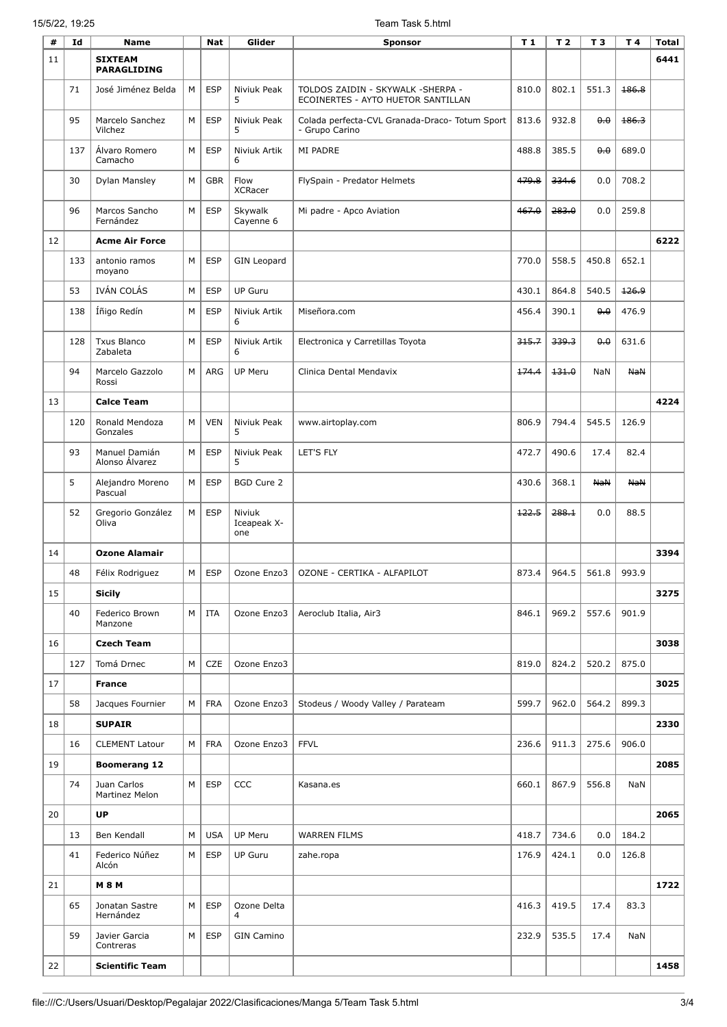| # | Id | Name | | Nat | Glider | Sponsor | T 1 | T 2 | T 3 | T 4 | Total |
|---|---|---|---|---|---|---|---|---|---|---|---|
| 11 | | **SIXTEAM PARAGLIDING** | | | | | | | | | **6441** |
| | 71 | José Jiménez Belda | M | ESP | Niviuk Peak 5 | TOLDOS ZAIDIN - SKYWALK -SHERPA - ECOINERTES - AYTO HUETOR SANTILLAN | 810.0 | 802.1 | 551.3 | ~~186.8~~ | |
| | 95 | Marcelo Sanchez Vilchez | M | ESP | Niviuk Peak 5 | Colada perfecta-CVL Granada-Draco- Totum Sport - Grupo Carino | 813.6 | 932.8 | ~~0.0~~ | ~~186.3~~ | |
| | 137 | Álvaro Romero Camacho | M | ESP | Niviuk Artik 6 | MI PADRE | 488.8 | 385.5 | ~~0.0~~ | 689.0 | |
| | 30 | Dylan Mansley | M | GBR | Flow XCRacer | FlySpain - Predator Helmets | ~~479.8~~ | ~~334.6~~ | 0.0 | 708.2 | |
| | 96 | Marcos Sancho Fernández | M | ESP | Skywalk Cayenne 6 | Mi padre - Apco Aviation | ~~467.0~~ | ~~283.0~~ | 0.0 | 259.8 | |
| 12 | | **Acme Air Force** | | | | | | | | | **6222** |
| | 133 | antonio ramos moyano | M | ESP | GIN Leopard | | 770.0 | 558.5 | 450.8 | 652.1 | |
| | 53 | IVÁN COLÁS | M | ESP | UP Guru | | 430.1 | 864.8 | 540.5 | ~~126.9~~ | |
| | 138 | Íñigo Redín | M | ESP | Niviuk Artik 6 | Miseñora.com | 456.4 | 390.1 | ~~0.0~~ | 476.9 | |
| | 128 | Txus Blanco Zabaleta | M | ESP | Niviuk Artik 6 | Electronica y Carretillas Toyota | ~~315.7~~ | ~~339.3~~ | ~~0.0~~ | 631.6 | |
| | 94 | Marcelo Gazzolo Rossi | M | ARG | UP Meru | Clinica Dental Mendavix | ~~174.4~~ | ~~131.0~~ | NaN | ~~NaN~~ | |
| 13 | | **Calce Team** | | | | | | | | | **4224** |
| | 120 | Ronald Mendoza Gonzales | M | VEN | Niviuk Peak 5 | www.airtoplay.com | 806.9 | 794.4 | 545.5 | 126.9 | |
| | 93 | Manuel Damián Alonso Álvarez | M | ESP | Niviuk Peak 5 | LET'S FLY | 472.7 | 490.6 | 17.4 | 82.4 | |
| | 5 | Alejandro Moreno Pascual | M | ESP | BGD Cure 2 | | 430.6 | 368.1 | ~~NaN~~ | ~~NaN~~ | |
| | 52 | Gregorio González Oliva | M | ESP | Niviuk Iceapeak X-one | | ~~122.5~~ | ~~288.1~~ | 0.0 | 88.5 | |
| 14 | | **Ozone Alamair** | | | | | | | | | **3394** |
| | 48 | Félix Rodriguez | M | ESP | Ozone Enzo3 | OZONE - CERTIKA - ALFAPILOT | 873.4 | 964.5 | 561.8 | 993.9 | |
| 15 | | **Sicily** | | | | | | | | | **3275** |
| | 40 | Federico Brown Manzone | M | ITA | Ozone Enzo3 | Aeroclub Italia, Air3 | 846.1 | 969.2 | 557.6 | 901.9 | |
| 16 | | **Czech Team** | | | | | | | | | **3038** |
| | 127 | Tomá Drnec | M | CZE | Ozone Enzo3 | | 819.0 | 824.2 | 520.2 | 875.0 | |
| 17 | | **France** | | | | | | | | | **3025** |
| | 58 | Jacques Fournier | M | FRA | Ozone Enzo3 | Stodeus / Woody Valley / Parateam | 599.7 | 962.0 | 564.2 | 899.3 | |
| 18 | | **SUPAIR** | | | | | | | | | **2330** |
| | 16 | CLEMENT Latour | M | FRA | Ozone Enzo3 | FFVL | 236.6 | 911.3 | 275.6 | 906.0 | |
| 19 | | **Boomerang 12** | | | | | | | | | **2085** |
| | 74 | Juan Carlos Martinez Melon | M | ESP | CCC | Kasana.es | 660.1 | 867.9 | 556.8 | NaN | |
| 20 | | **UP** | | | | | | | | | **2065** |
| | 13 | Ben Kendall | M | USA | UP Meru | WARREN FILMS | 418.7 | 734.6 | 0.0 | 184.2 | |
| | 41 | Federico Núñez Alcón | M | ESP | UP Guru | zahe.ropa | 176.9 | 424.1 | 0.0 | 126.8 | |
| 21 | | **M 8 M** | | | | | | | | | **1722** |
| | 65 | Jonatan Sastre Hernández | M | ESP | Ozone Delta 4 | | 416.3 | 419.5 | 17.4 | 83.3 | |
| | 59 | Javier Garcia Contreras | M | ESP | GIN Camino | | 232.9 | 535.5 | 17.4 | NaN | |
| 22 | | **Scientific Team** | | | | | | | | | **1458** |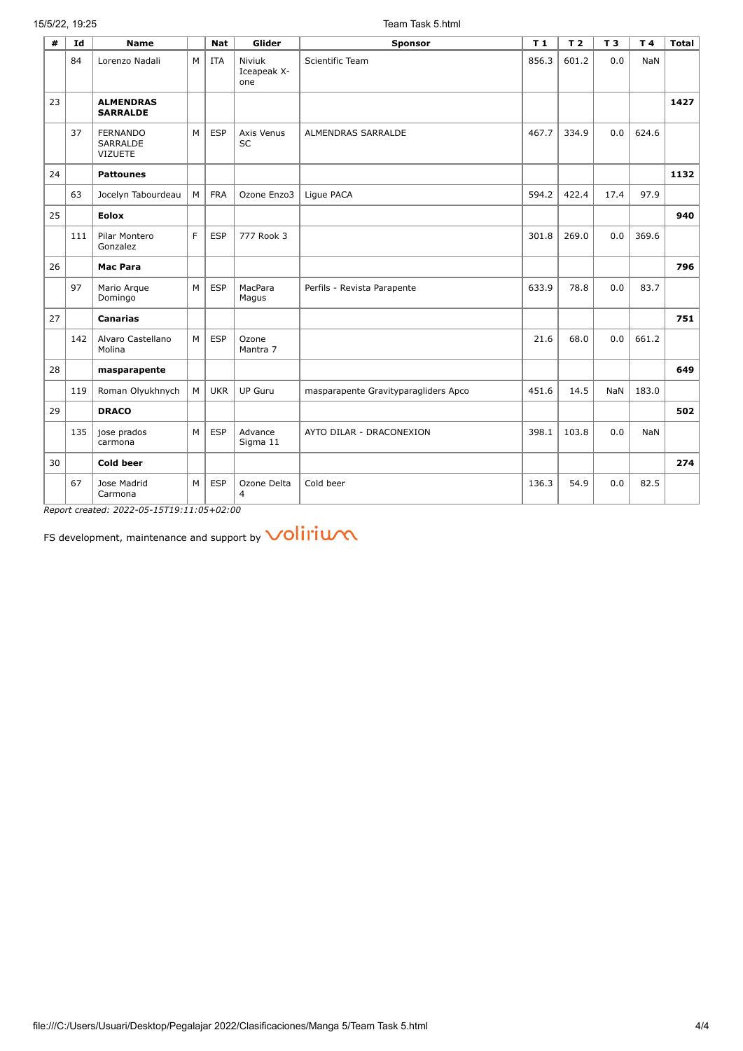| # | Id | Name | | Nat | Glider | Sponsor | T 1 | T 2 | T 3 | T 4 | Total |
|---|---|---|---|---|---|---|---|---|---|---|---|
| | 84 | Lorenzo Nadali | M | ITA | Niviuk Iceapeak X-one | Scientific Team | 856.3 | 601.2 | 0.0 | NaN | |
| 23 | | **ALMENDRAS SARRALDE** | | | | | | | | | **1427** |
| | 37 | FERNANDO SARRALDE VIZUETE | M | ESP | Axis Venus SC | ALMENDRAS SARRALDE | 467.7 | 334.9 | 0.0 | 624.6 | |
| 24 | | **Pattounes** | | | | | | | | | **1132** |
| | 63 | Jocelyn Tabourdeau | M | FRA | Ozone Enzo3 | Ligue PACA | 594.2 | 422.4 | 17.4 | 97.9 | |
| 25 | | **Eolox** | | | | | | | | | **940** |
| | 111 | Pilar Montero Gonzalez | F | ESP | 777 Rook 3 | | 301.8 | 269.0 | 0.0 | 369.6 | |
| 26 | | **Mac Para** | | | | | | | | | **796** |
| | 97 | Mario Arque Domingo | M | ESP | MacPara Magus | Perfils - Revista Parapente | 633.9 | 78.8 | 0.0 | 83.7 | |
| 27 | | **Canarias** | | | | | | | | | **751** |
| | 142 | Alvaro Castellano Molina | M | ESP | Ozone Mantra 7 | | 21.6 | 68.0 | 0.0 | 661.2 | |
| 28 | | **masparapente** | | | | | | | | | **649** |
| | 119 | Roman Olyukhnych | M | UKR | UP Guru | masparapente Gravityparagliders Apco | 451.6 | 14.5 | NaN | 183.0 | |
| 29 | | **DRACO** | | | | | | | | | **502** |
| | 135 | jose prados carmona | M | ESP | Advance Sigma 11 | AYTO DILAR - DRACONEXION | 398.1 | 103.8 | 0.0 | NaN | |
| 30 | | **Cold beer** | | | | | | | | | **274** |
| | 67 | Jose Madrid Carmona | M | ESP | Ozone Delta 4 | Cold beer | 136.3 | 54.9 | 0.0 | 82.5 | |

*Report created: 2022-05-15T19:11:05+02:00*

FS development, maintenance and support by volirium